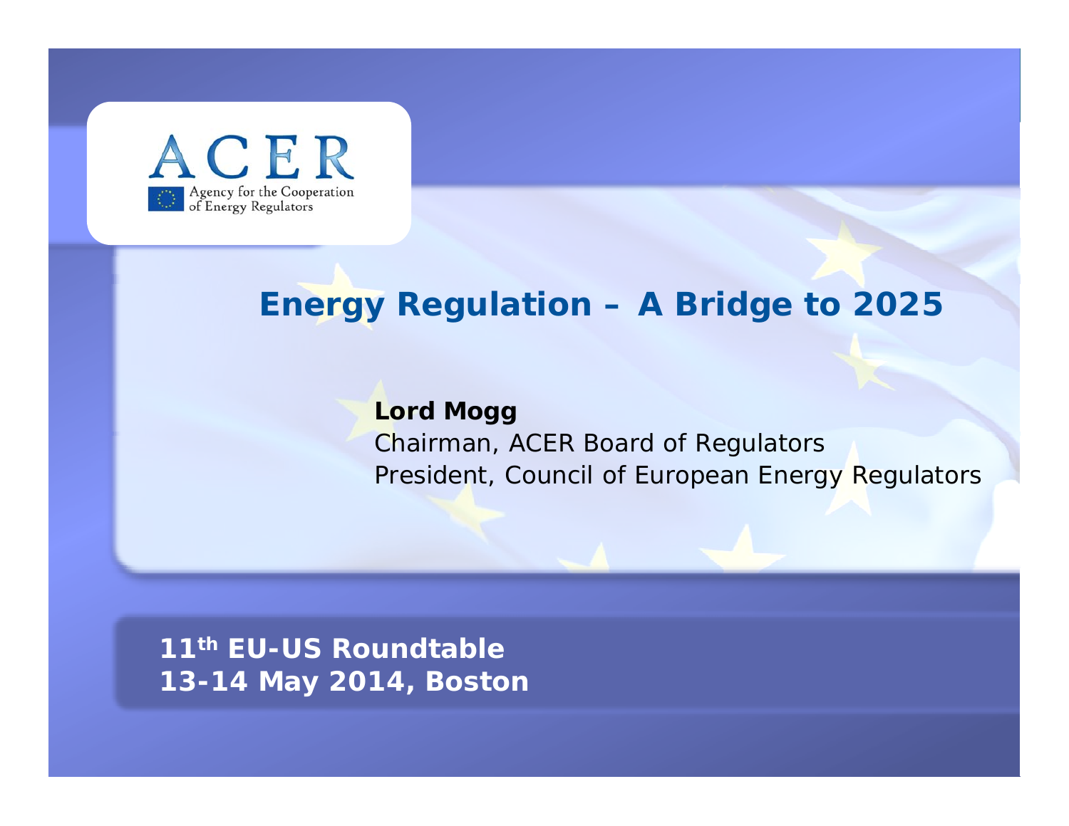ACER

Agency for the Cooperation of Energy Regulators

# Energy Regulation – A Bridge to 2025

**Lord Mogg**
Chairman, ACER Board of Regulators
President, Council of European Energy Regulators

**11th EU-US Roundtable**
**13-14 May 2014, Boston**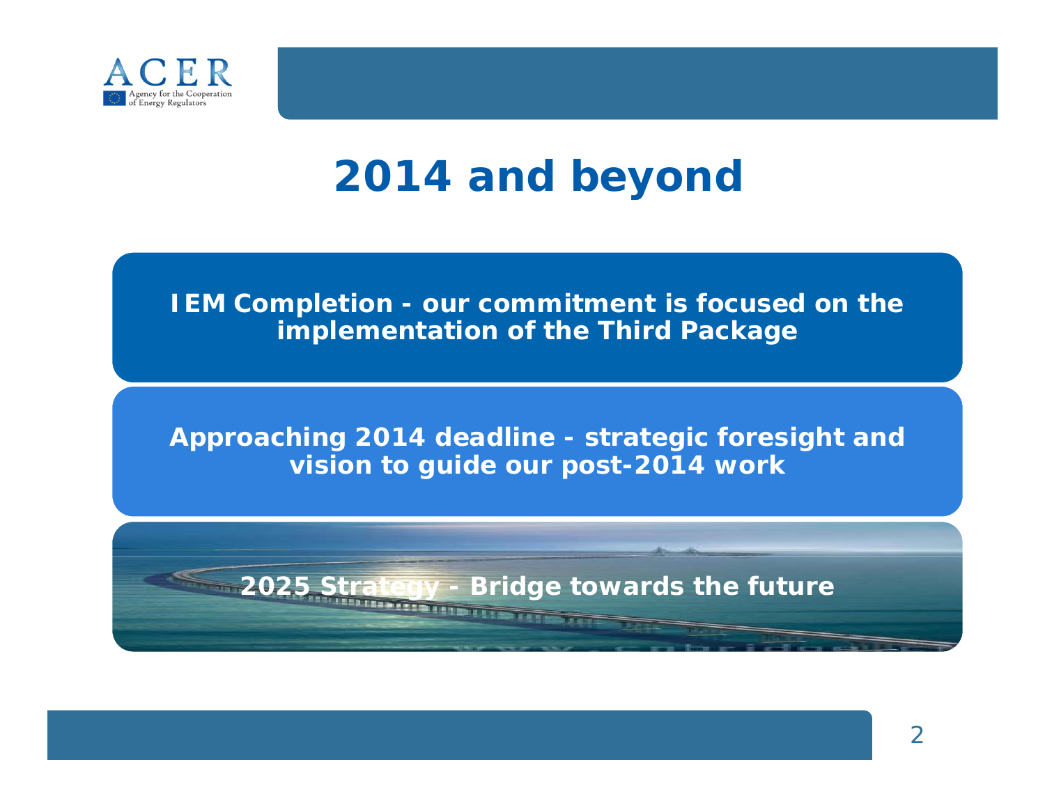# 2014 and beyond

**IEM Completion - our commitment is focused on the implementation of the Third Package**

**Approaching 2014 deadline - strategic foresight and vision to guide our post-2014 work**

**2025 Strategy - Bridge towards the future**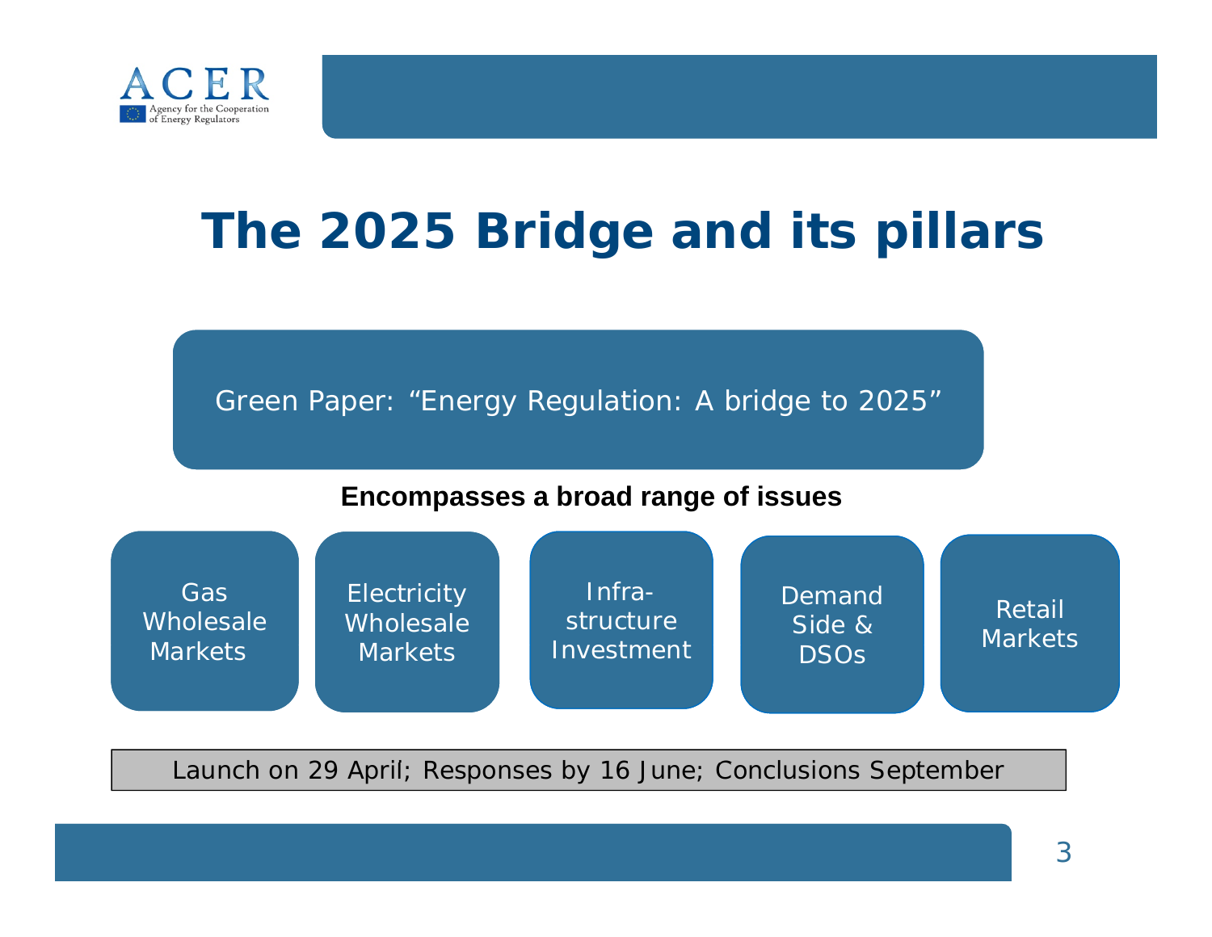# The 2025 Bridge and its pillars

Green Paper: "Energy Regulation: A bridge to 2025"

**Encompasses a broad range of issues**

- Gas Wholesale Markets
- Electricity Wholesale Markets
- Infra-structure Investment
- Demand Side & DSOs
- Retail Markets

Launch on 29 April; Responses by 16 June; Conclusions September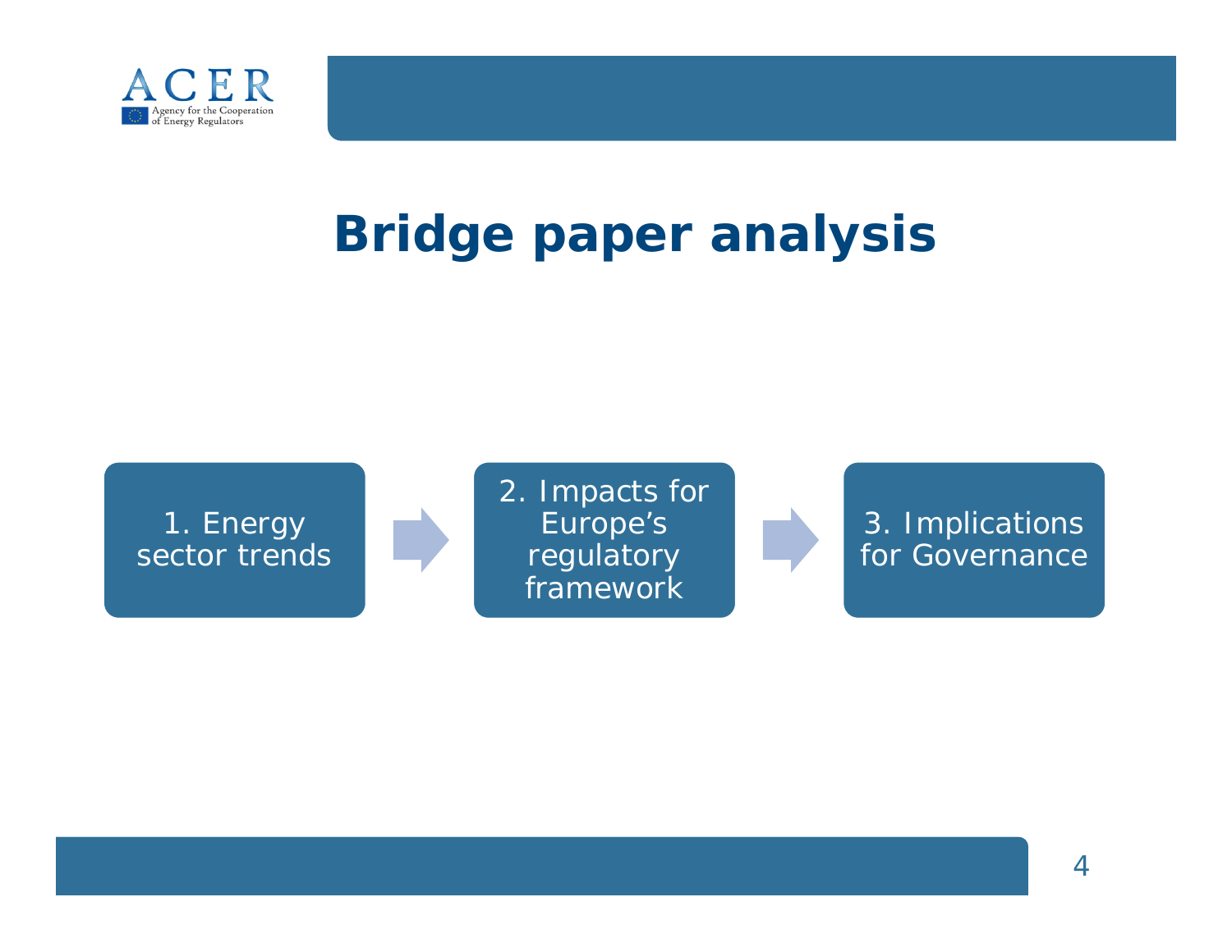# Bridge paper analysis

1. Energy sector trends → 2. Impacts for Europe's regulatory framework → 3. Implications for Governance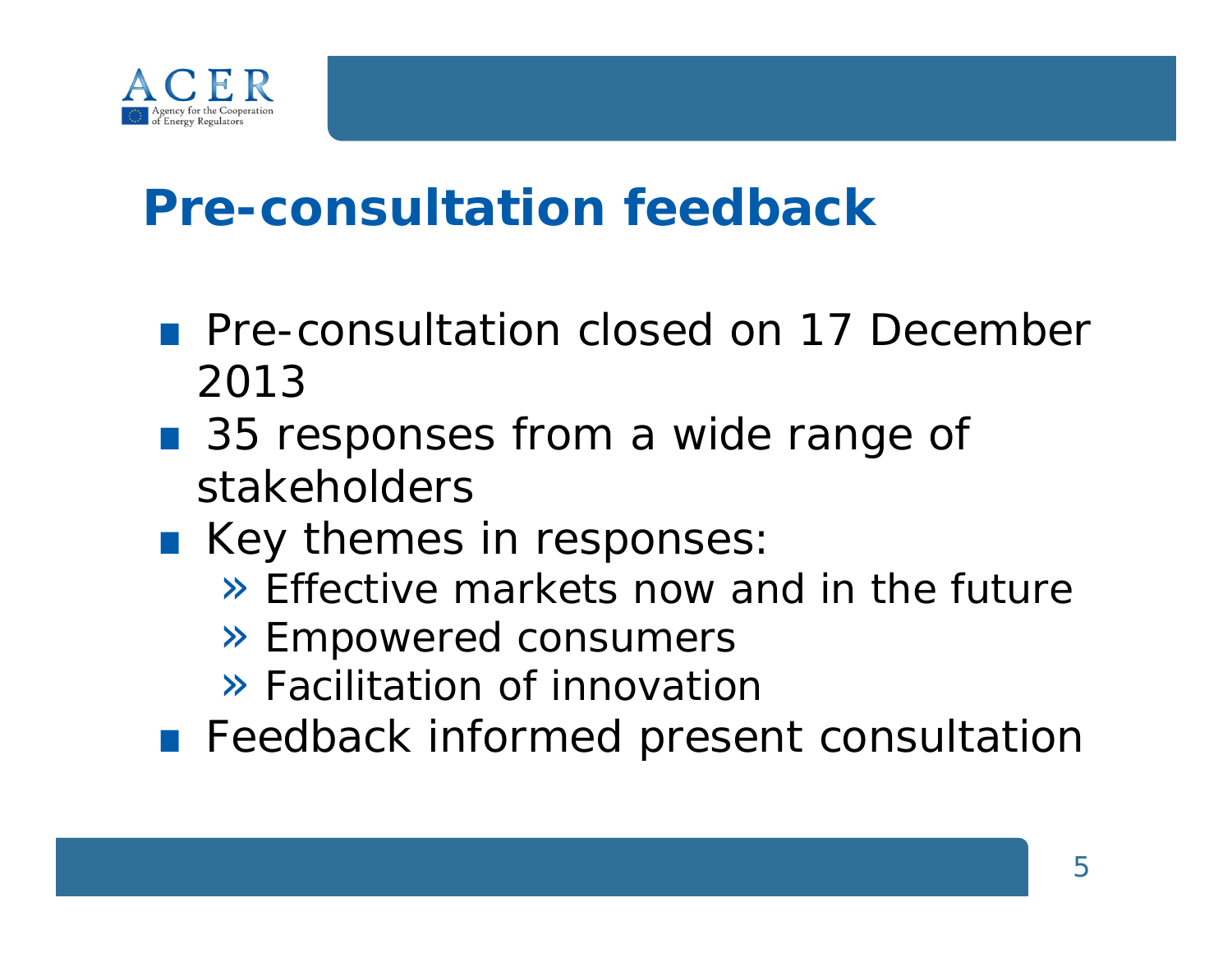# Pre-consultation feedback

- Pre-consultation closed on 17 December 2013
- 35 responses from a wide range of stakeholders
- Key themes in responses:
  - » Effective markets now and in the future
  - » Empowered consumers
  - » Facilitation of innovation
- Feedback informed present consultation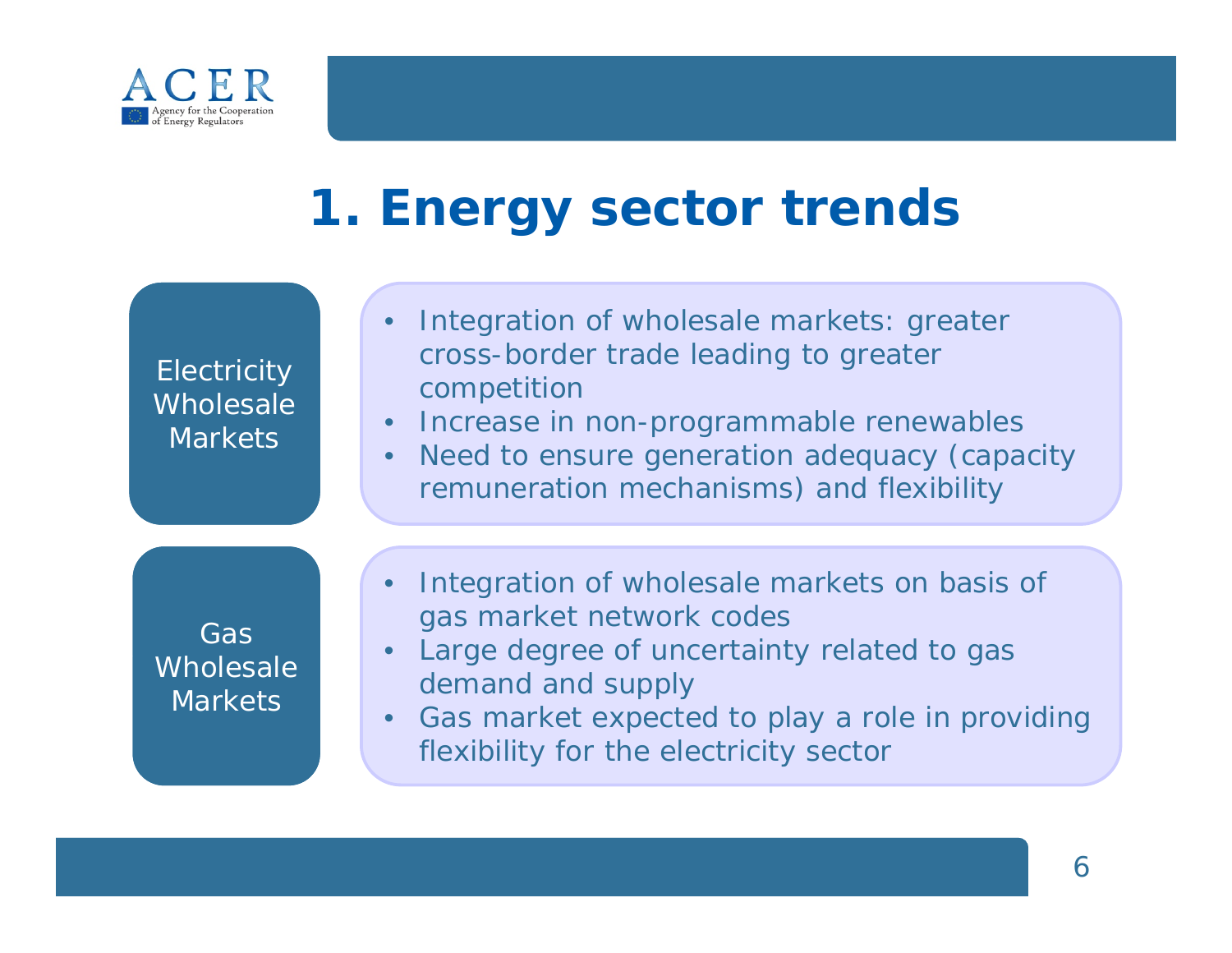# 1. Energy sector trends

### Electricity Wholesale Markets

- Integration of wholesale markets: greater cross-border trade leading to greater competition
- Increase in non-programmable renewables
- Need to ensure generation adequacy (capacity remuneration mechanisms) and flexibility

### Gas Wholesale Markets

- Integration of wholesale markets on basis of gas market network codes
- Large degree of uncertainty related to gas demand and supply
- Gas market expected to play a role in providing flexibility for the electricity sector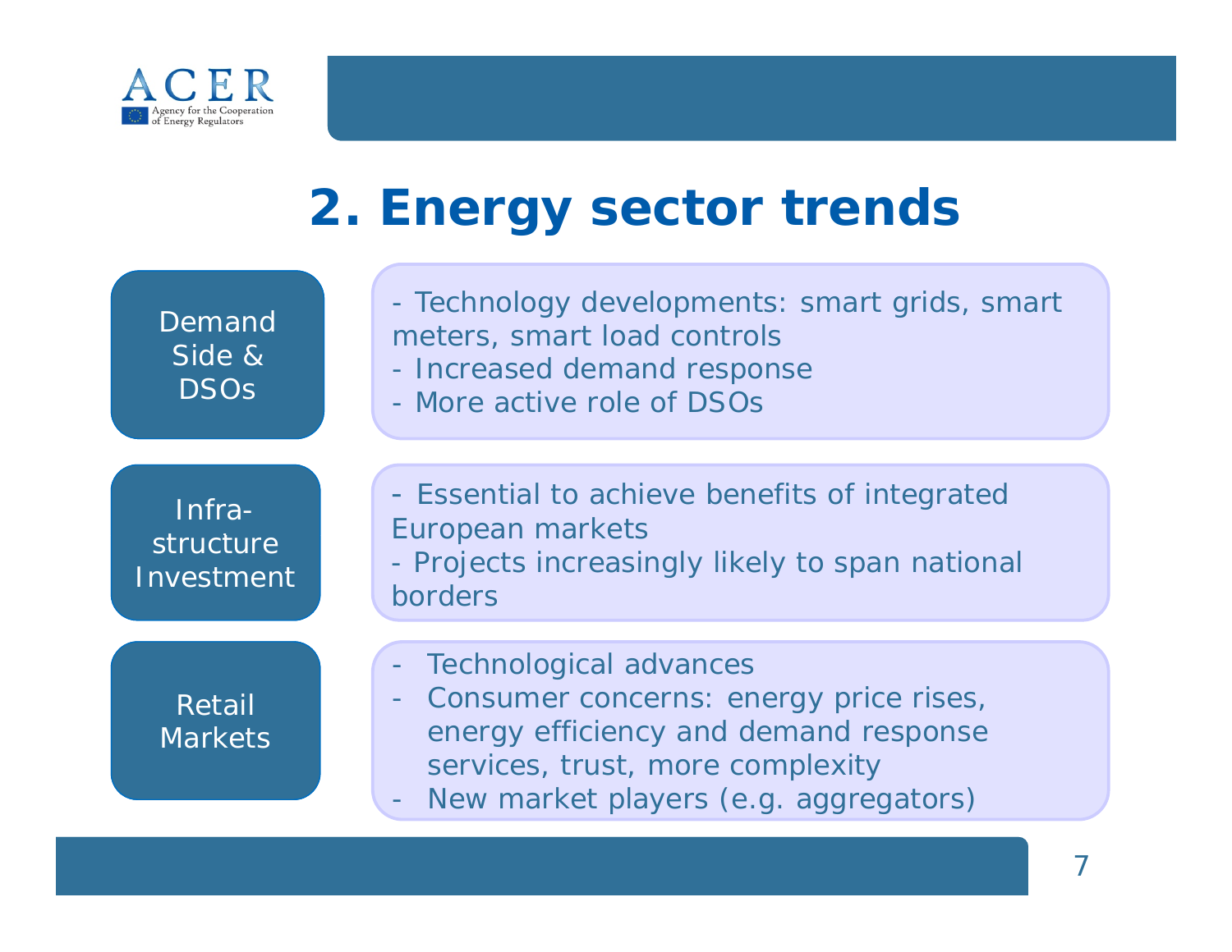# 2. Energy sector trends

## Demand Side & DSOs

- Technology developments: smart grids, smart meters, smart load controls
- Increased demand response
- More active role of DSOs

## Infra-structure Investment

- Essential to achieve benefits of integrated European markets
- Projects increasingly likely to span national borders

## Retail Markets

- Technological advances
- Consumer concerns: energy price rises, energy efficiency and demand response services, trust, more complexity
- New market players (e.g. aggregators)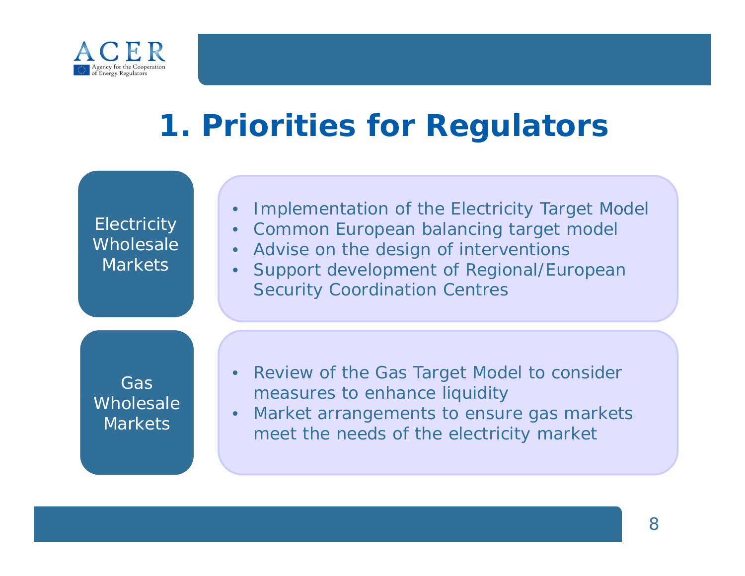# 1. Priorities for Regulators

**Electricity Wholesale Markets**

- Implementation of the Electricity Target Model
- Common European balancing target model
- Advise on the design of interventions
- Support development of Regional/European Security Coordination Centres

**Gas Wholesale Markets**

- Review of the Gas Target Model to consider measures to enhance liquidity
- Market arrangements to ensure gas markets meet the needs of the electricity market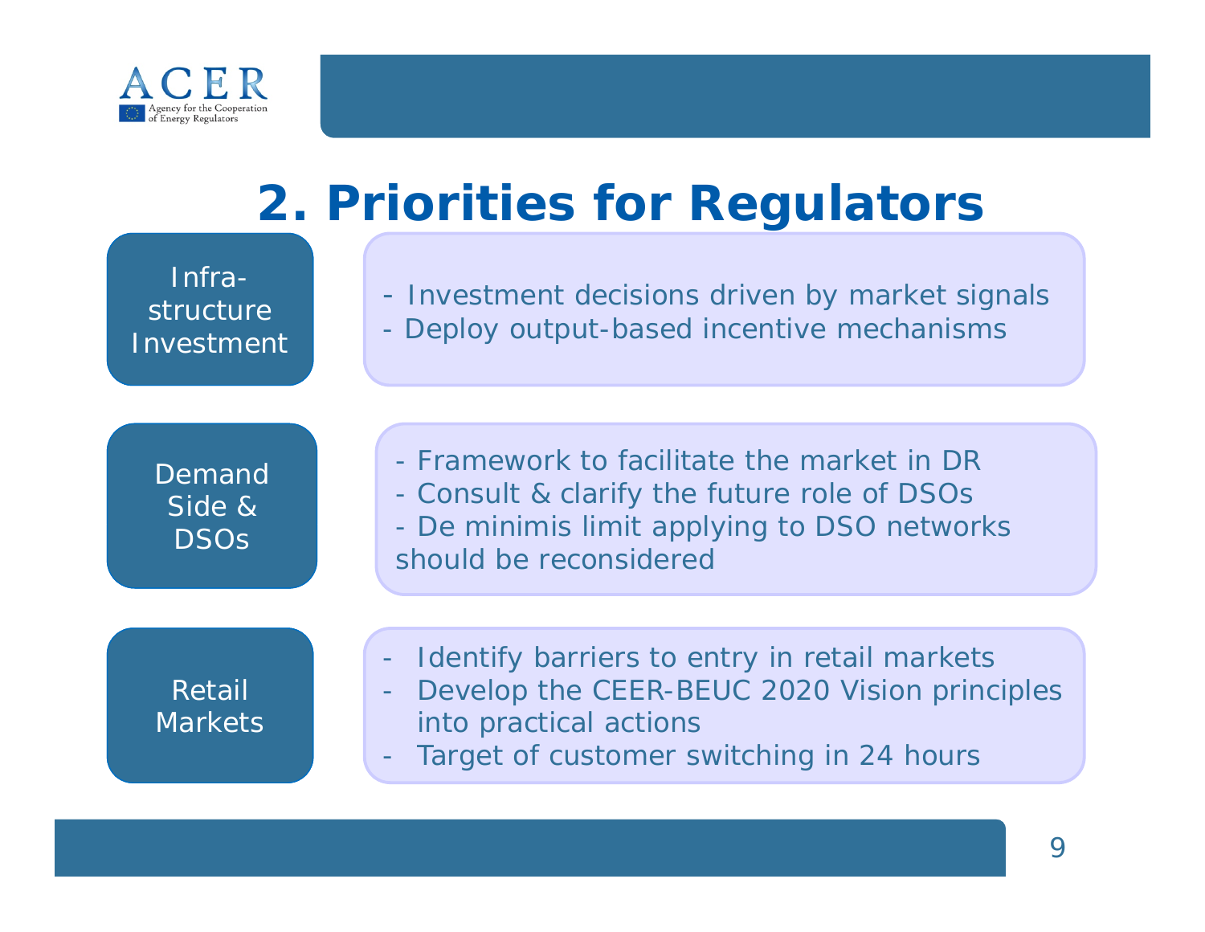# 2. Priorities for Regulators

## Infrastructure Investment

- Investment decisions driven by market signals
- Deploy output-based incentive mechanisms

## Demand Side & DSOs

- Framework to facilitate the market in DR
- Consult & clarify the future role of DSOs
- De minimis limit applying to DSO networks should be reconsidered

## Retail Markets

- Identify barriers to entry in retail markets
- Develop the CEER-BEUC 2020 Vision principles into practical actions
- Target of customer switching in 24 hours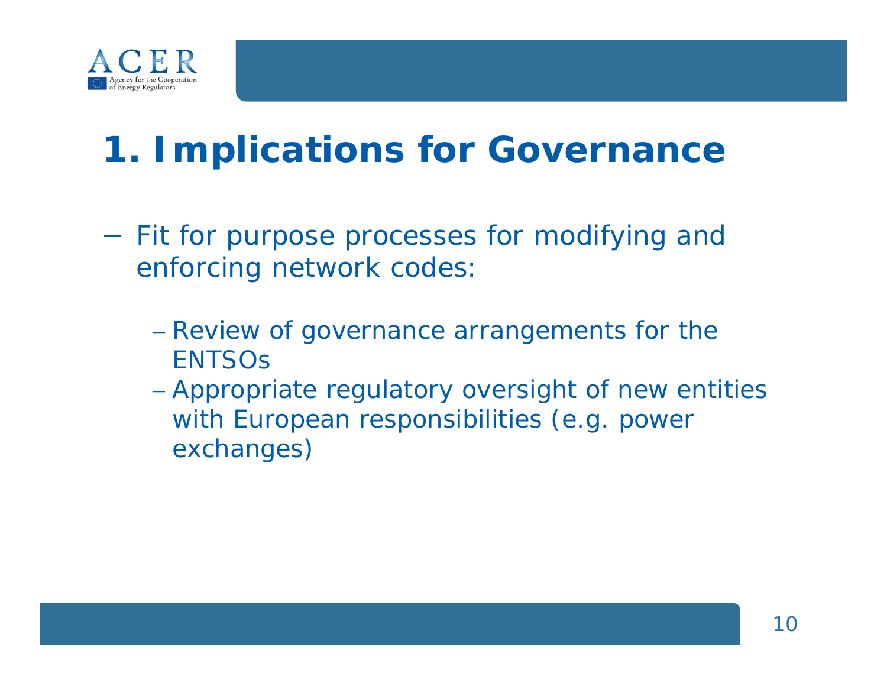# 1. Implications for Governance

- Fit for purpose processes for modifying and enforcing network codes:
  - Review of governance arrangements for the ENTSOs
  - Appropriate regulatory oversight of new entities with European responsibilities (e.g. power exchanges)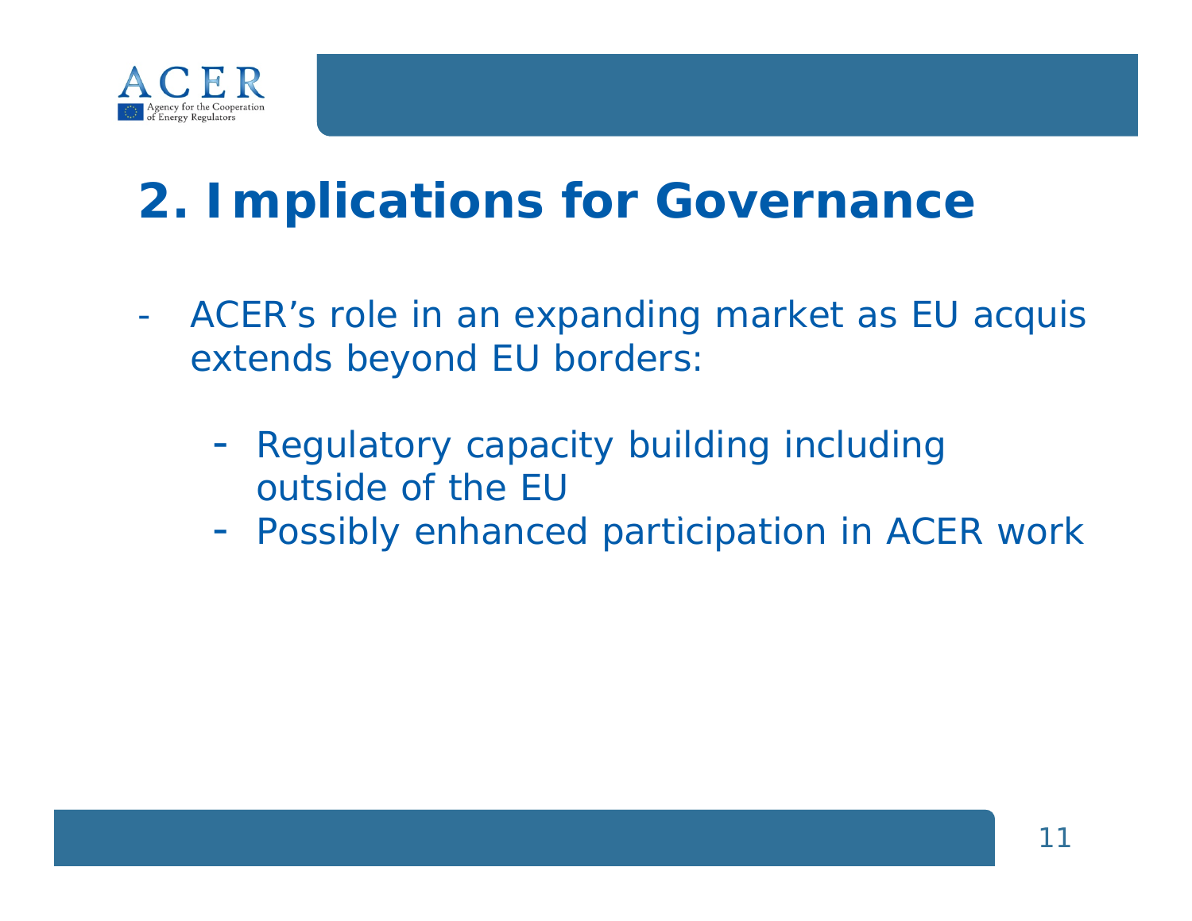## 2. Implications for Governance

- ACER's role in an expanding market as EU acquis extends beyond EU borders:
  - Regulatory capacity building including outside of the EU
  - Possibly enhanced participation in ACER work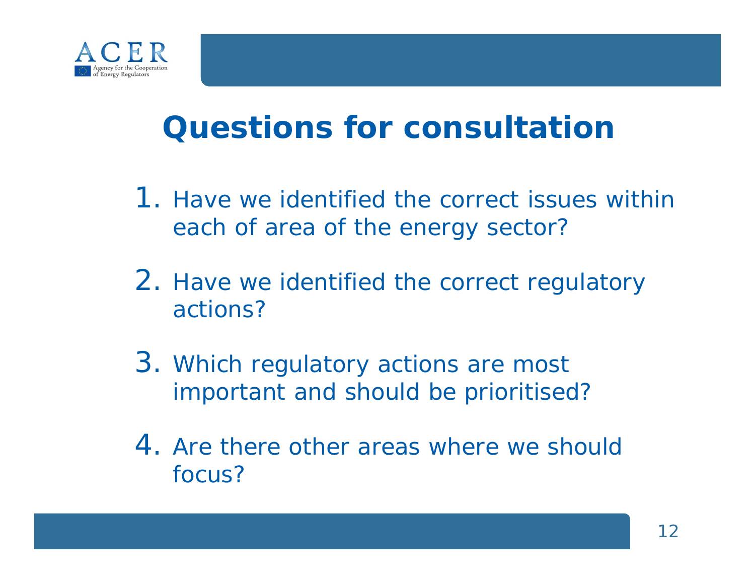# Questions for consultation

1. Have we identified the correct issues within each of area of the energy sector?

2. Have we identified the correct regulatory actions?

3. Which regulatory actions are most important and should be prioritised?

4. Are there other areas where we should focus?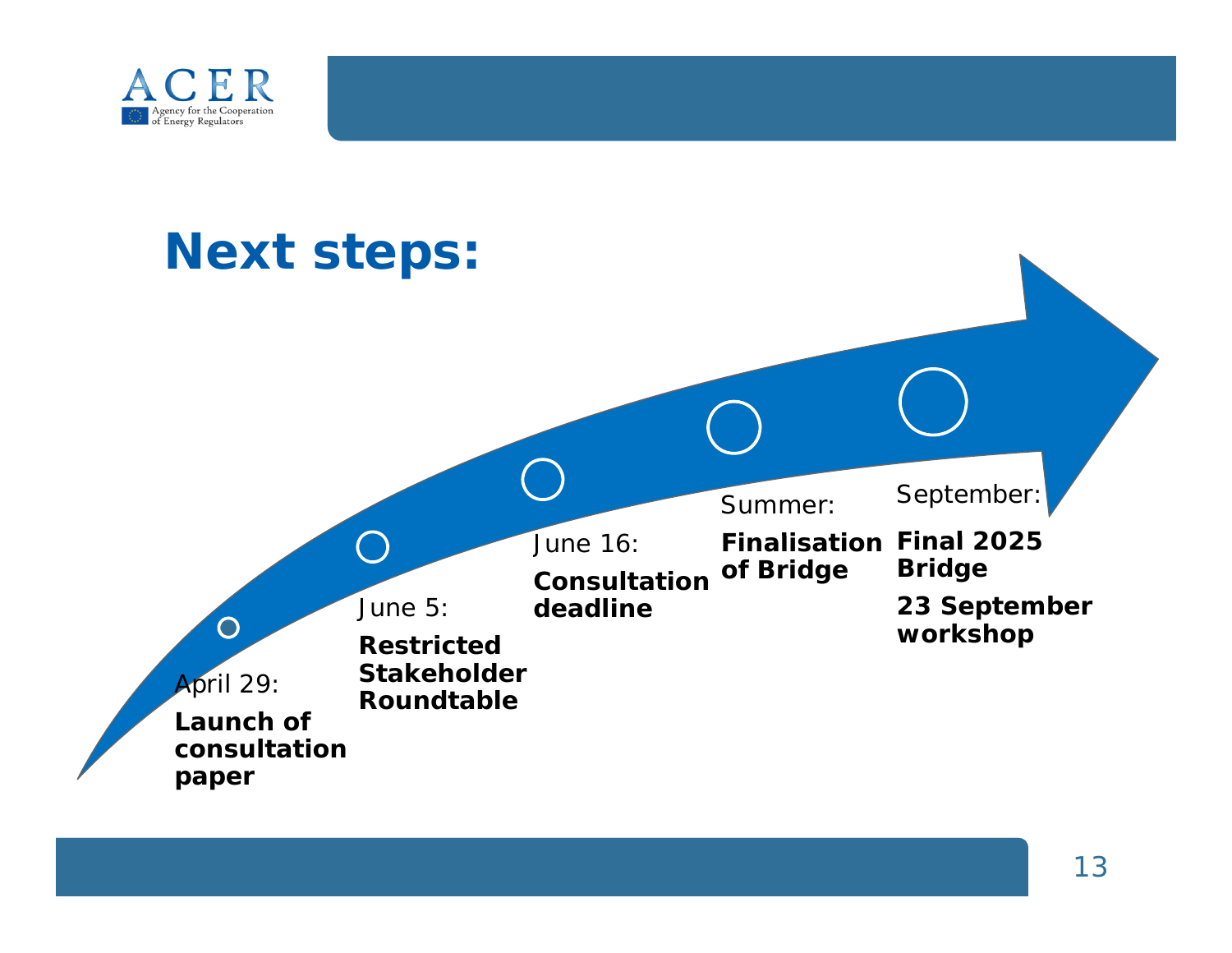# Next steps:

April 29:
**Launch of consultation paper**

June 5:
**Restricted Stakeholder Roundtable**

June 16:
**Consultation deadline**

Summer:
**Finalisation of Bridge**

September:
**Final 2025 Bridge**

**23 September workshop**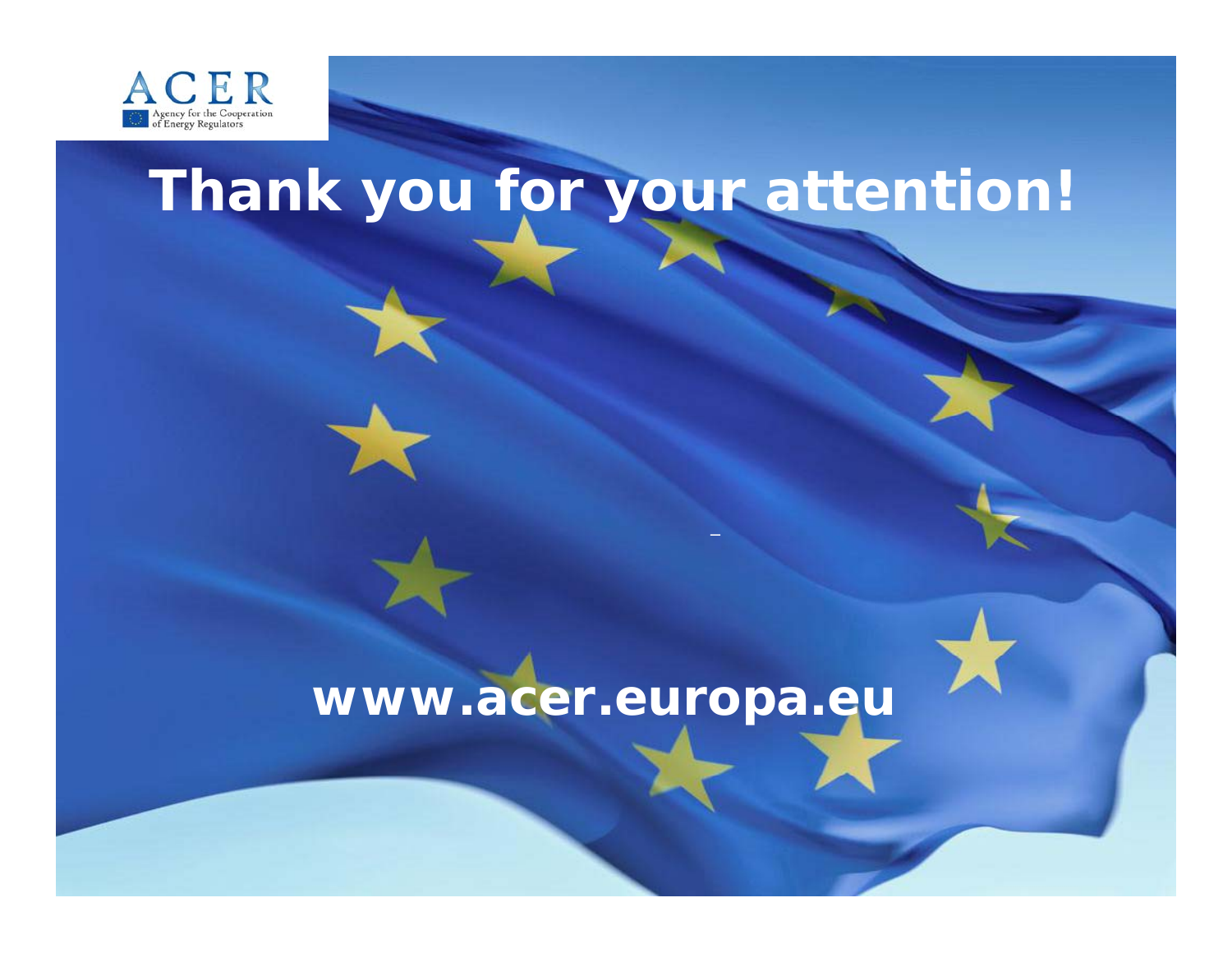ACER

Agency for the Cooperation of Energy Regulators

# Thank you for your attention!

**www.acer.europa.eu**